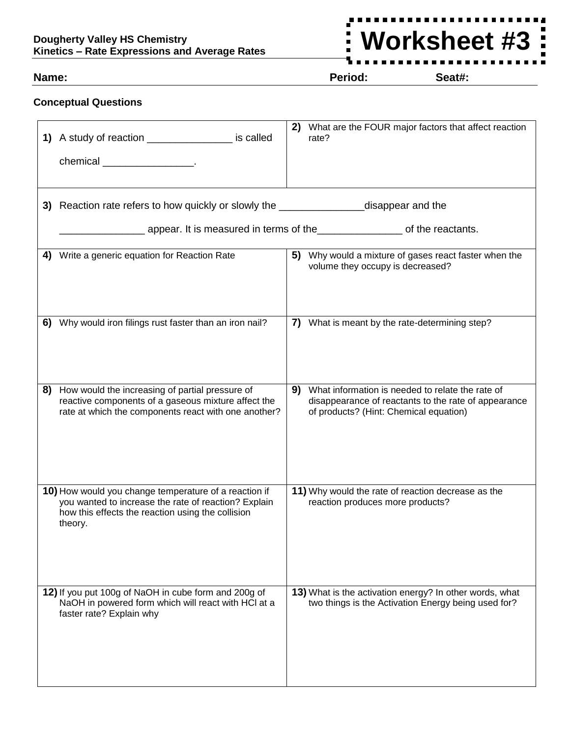**Dougherty Valley HS Chemistry**
**Kinetics – Rate Expressions and Average Rates**

# Worksheet #3

**Name:** **Period:** **Seat#:**

**Conceptual Questions**

**1)** A study of reaction _______________ is called chemical ________________.

**2)** What are the FOUR major factors that affect reaction rate?

**3)** Reaction rate refers to how quickly or slowly the _______________disappear and the _______________ appear. It is measured in terms of the_______________ of the reactants.

**4)** Write a generic equation for Reaction Rate

**5)** Why would a mixture of gases react faster when the volume they occupy is decreased?

**6)** Why would iron filings rust faster than an iron nail?

**7)** What is meant by the rate-determining step?

**8)** How would the increasing of partial pressure of reactive components of a gaseous mixture affect the rate at which the components react with one another?

**9)** What information is needed to relate the rate of disappearance of reactants to the rate of appearance of products? (Hint: Chemical equation)

**10)** How would you change temperature of a reaction if you wanted to increase the rate of reaction? Explain how this effects the reaction using the collision theory.

**11)** Why would the rate of reaction decrease as the reaction produces more products?

**12)** If you put 100g of NaOH in cube form and 200g of NaOH in powered form which will react with HCl at a faster rate? Explain why

**13)** What is the activation energy? In other words, what two things is the Activation Energy being used for?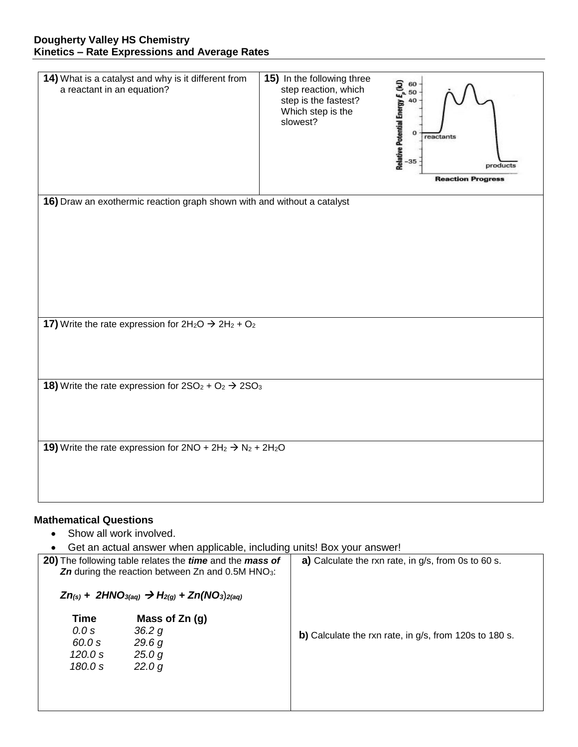**Dougherty Valley HS Chemistry**
**Kinetics – Rate Expressions and Average Rates**

**14)** What is a catalyst and why is it different from a reactant in an equation?

**15)** In the following three step reaction, which step is the fastest? Which step is the slowest?

**16)** Draw an exothermic reaction graph shown with and without a catalyst

**17)** Write the rate expression for $2H_2O \rightarrow 2H_2 + O_2$

**18)** Write the rate expression for $2SO_2 + O_2 \rightarrow 2SO_3$

**19)** Write the rate expression for $2NO + 2H_2 \rightarrow N_2 + 2H_2O$

### Mathematical Questions

- Show all work involved.
- Get an actual answer when applicable, including units! Box your answer!

**20)** The following table relates the ***time*** and the ***mass of Zn*** during the reaction between Zn and 0.5M $HNO_3$:

$$Zn_{(s)} + 2HNO_{3(aq)} \rightarrow H_{2(g)} + Zn(NO_3)_{2(aq)}$$

| Time | Mass of Zn (g) |
|---|---|
| *0.0 s* | *36.2 g* |
| *60.0 s* | *29.6 g* |
| *120.0 s* | *25.0 g* |
| *180.0 s* | *22.0 g* |

**a)** Calculate the rxn rate, in g/s, from 0s to 60 s.

**b)** Calculate the rxn rate, in g/s, from 120s to 180 s.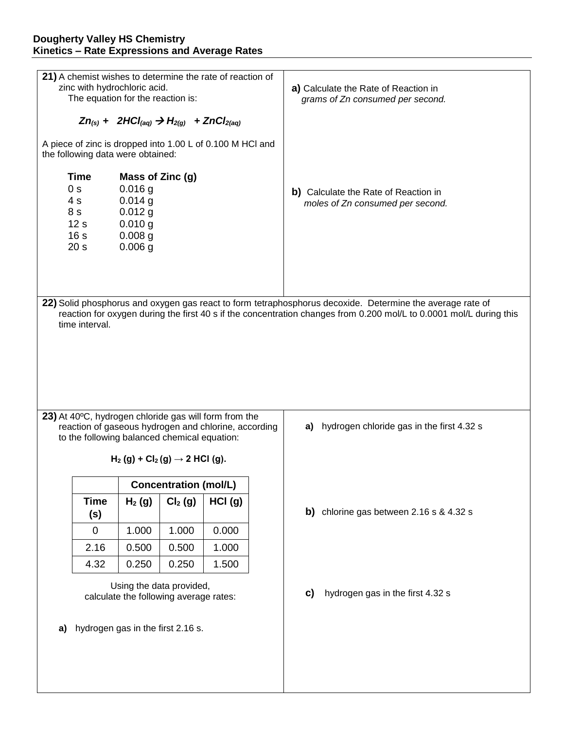**21)** A chemist wishes to determine the rate of reaction of zinc with hydrochloric acid.
The equation for the reaction is:

$$Zn_{(s)} + 2HCl_{(aq)} \rightarrow H_{2(g)} + ZnCl_{2(aq)}$$

A piece of zinc is dropped into 1.00 L of 0.100 M HCl and the following data were obtained:

| Time | Mass of Zinc (g) |
|---|---|
| 0 s | 0.016 g |
| 4 s | 0.014 g |
| 8 s | 0.012 g |
| 12 s | 0.010 g |
| 16 s | 0.008 g |
| 20 s | 0.006 g |

**a)** Calculate the Rate of Reaction in *grams of Zn consumed per second.*

**b)** Calculate the Rate of Reaction in *moles of Zn consumed per second.*

**22)** Solid phosphorus and oxygen gas react to form tetraphosphorus decoxide. Determine the average rate of reaction for oxygen during the first 40 s if the concentration changes from 0.200 mol/L to 0.0001 mol/L during this time interval.

**23)** At 40ºC, hydrogen chloride gas will form from the reaction of gaseous hydrogen and chlorine, according to the following balanced chemical equation:

$$H_2 (g) + Cl_2 (g) \rightarrow 2 HCl (g).$$

| | Concentration (mol/L) | | |
|---|---|---|---|
| Time (s) | $H_2$ (g) | $Cl_2$ (g) | HCl (g) |
| 0 | 1.000 | 1.000 | 0.000 |
| 2.16 | 0.500 | 0.500 | 1.000 |
| 4.32 | 0.250 | 0.250 | 1.500 |

Using the data provided, calculate the following average rates:

**a)** hydrogen gas in the first 2.16 s.

**a)** hydrogen chloride gas in the first 4.32 s

**b)** chlorine gas between 2.16 s & 4.32 s

**c)** hydrogen gas in the first 4.32 s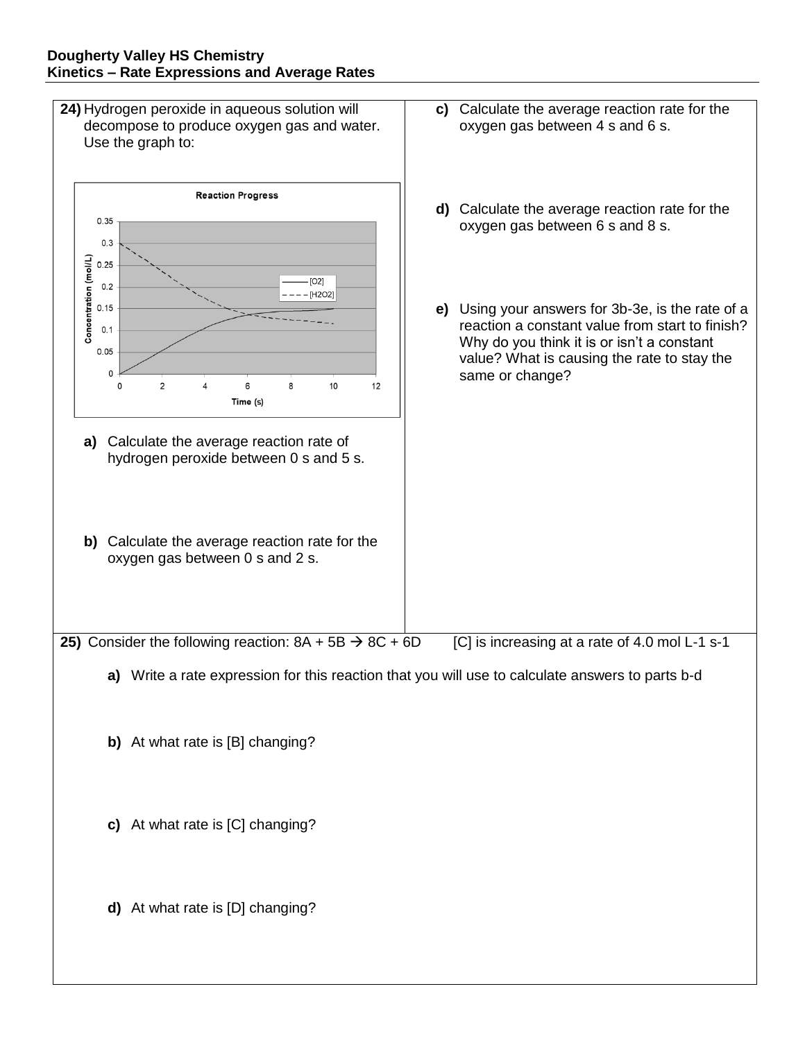**Dougherty Valley HS Chemistry**
**Kinetics – Rate Expressions and Average Rates**

**24)** Hydrogen peroxide in aqueous solution will decompose to produce oxygen gas and water. Use the graph to:

Reaction Progress

Concentration (mol/L)

0.35
0.3
0.25
0.2
0.15
0.1
0.05
0

Time (s)

0 2 4 6 8 10 12

$[O_2]$
$[H_2O_2]$

**a)** Calculate the average reaction rate of hydrogen peroxide between 0 s and 5 s.

**b)** Calculate the average reaction rate for the oxygen gas between 0 s and 2 s.

**c)** Calculate the average reaction rate for the oxygen gas between 4 s and 6 s.

**d)** Calculate the average reaction rate for the oxygen gas between 6 s and 8 s.

**e)** Using your answers for 3b-3e, is the rate of a reaction a constant value from start to finish? Why do you think it is or isn't a constant value? What is causing the rate to stay the same or change?

**25)** Consider the following reaction: $8A + 5B \rightarrow 8C + 6D$ [C] is increasing at a rate of 4.0 mol $L^{-1}$ $s^{-1}$

**a)** Write a rate expression for this reaction that you will use to calculate answers to parts b-d

**b)** At what rate is [B] changing?

**c)** At what rate is [C] changing?

**d)** At what rate is [D] changing?